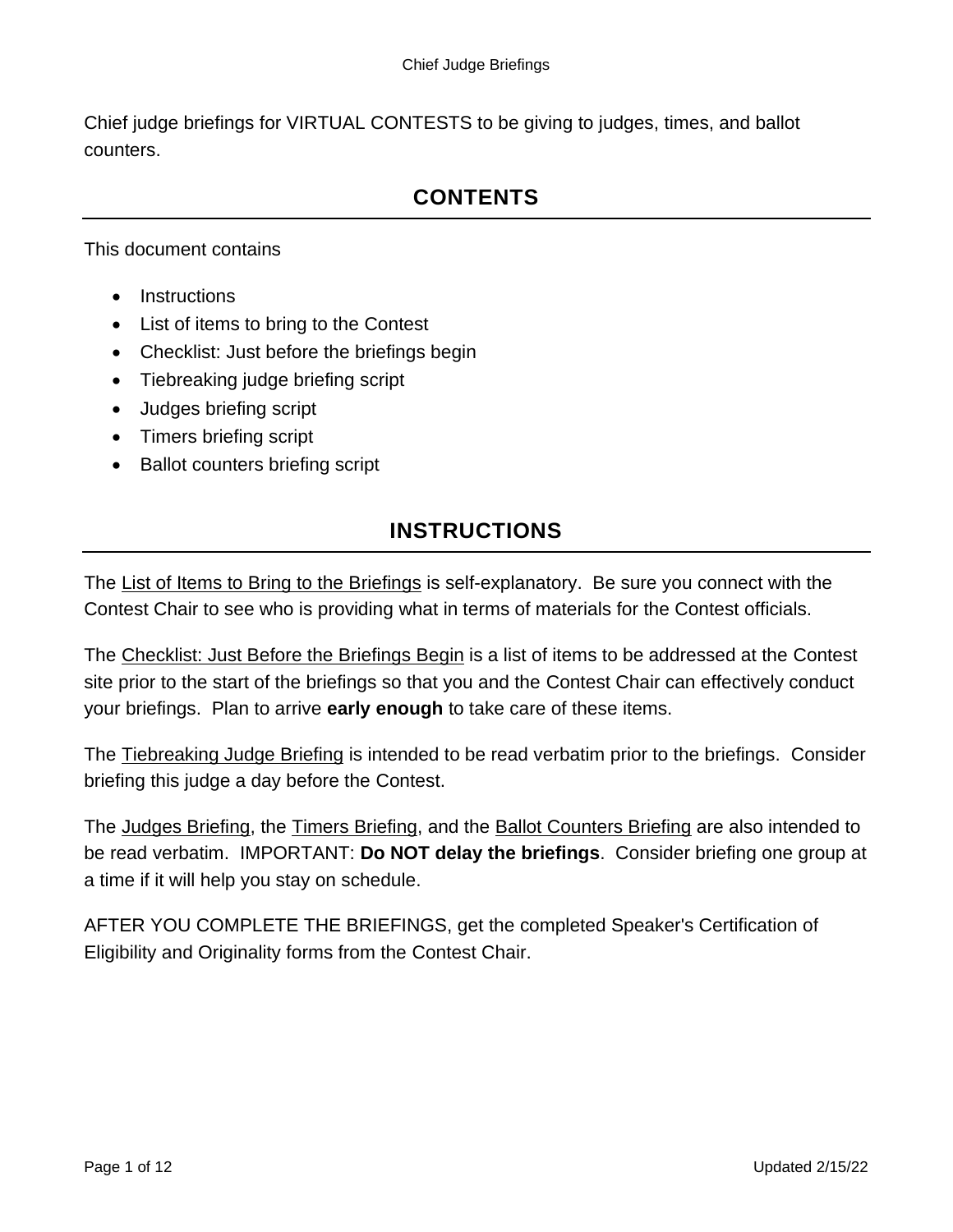Chief judge briefings for VIRTUAL CONTESTS to be giving to judges, times, and ballot counters.

## CONTENTS

This document contains

- Instructions
- List of items to bring to the Contest
- Checklist: Just before the briefings begin
- Tiebreaking judge briefing script
- Judges briefing script
- Timers briefing script
- Ballot counters briefing script

## INSTRUCTIONS

The List of Items to Bring to the Briefings is self-explanatory. Be sure you connect with the Contest Chair to see who is providing what in terms of materials for the Contest officials.

The Checklist: Just Before the Briefings Begin is a list of items to be addressed at the Contest site prior to the start of the briefings so that you and the Contest Chair can effectively conduct your briefings. Plan to arrive **early enough** to take care of these items.

The Tiebreaking Judge Briefing is intended to be read verbatim prior to the briefings. Consider briefing this judge a day before the Contest.

The Judges Briefing, the Timers Briefing, and the Ballot Counters Briefing are also intended to be read verbatim. IMPORTANT: **Do NOT delay the briefings**. Consider briefing one group at a time if it will help you stay on schedule.

AFTER YOU COMPLETE THE BRIEFINGS, get the completed Speaker's Certification of Eligibility and Originality forms from the Contest Chair.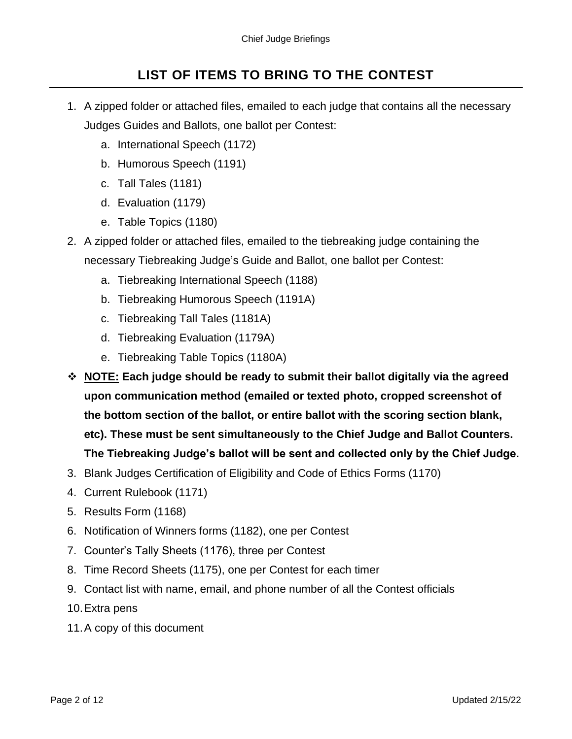# LIST OF ITEMS TO BRING TO THE CONTEST

1. A zipped folder or attached files, emailed to each judge that contains all the necessary Judges Guides and Ballots, one ballot per Contest:
   a. International Speech (1172)
   b. Humorous Speech (1191)
   c. Tall Tales (1181)
   d. Evaluation (1179)
   e. Table Topics (1180)
2. A zipped folder or attached files, emailed to the tiebreaking judge containing the necessary Tiebreaking Judge's Guide and Ballot, one ballot per Contest:
   a. Tiebreaking International Speech (1188)
   b. Tiebreaking Humorous Speech (1191A)
   c. Tiebreaking Tall Tales (1181A)
   d. Tiebreaking Evaluation (1179A)
   e. Tiebreaking Table Topics (1180A)

- **<u>NOTE:</u> Each judge should be ready to submit their ballot digitally via the agreed upon communication method (emailed or texted photo, cropped screenshot of the bottom section of the ballot, or entire ballot with the scoring section blank, etc). These must be sent simultaneously to the Chief Judge and Ballot Counters. The Tiebreaking Judge's ballot will be sent and collected only by the Chief Judge.**

3. Blank Judges Certification of Eligibility and Code of Ethics Forms (1170)
4. Current Rulebook (1171)
5. Results Form (1168)
6. Notification of Winners forms (1182), one per Contest
7. Counter's Tally Sheets (1176), three per Contest
8. Time Record Sheets (1175), one per Contest for each timer
9. Contact list with name, email, and phone number of all the Contest officials
10. Extra pens
11. A copy of this document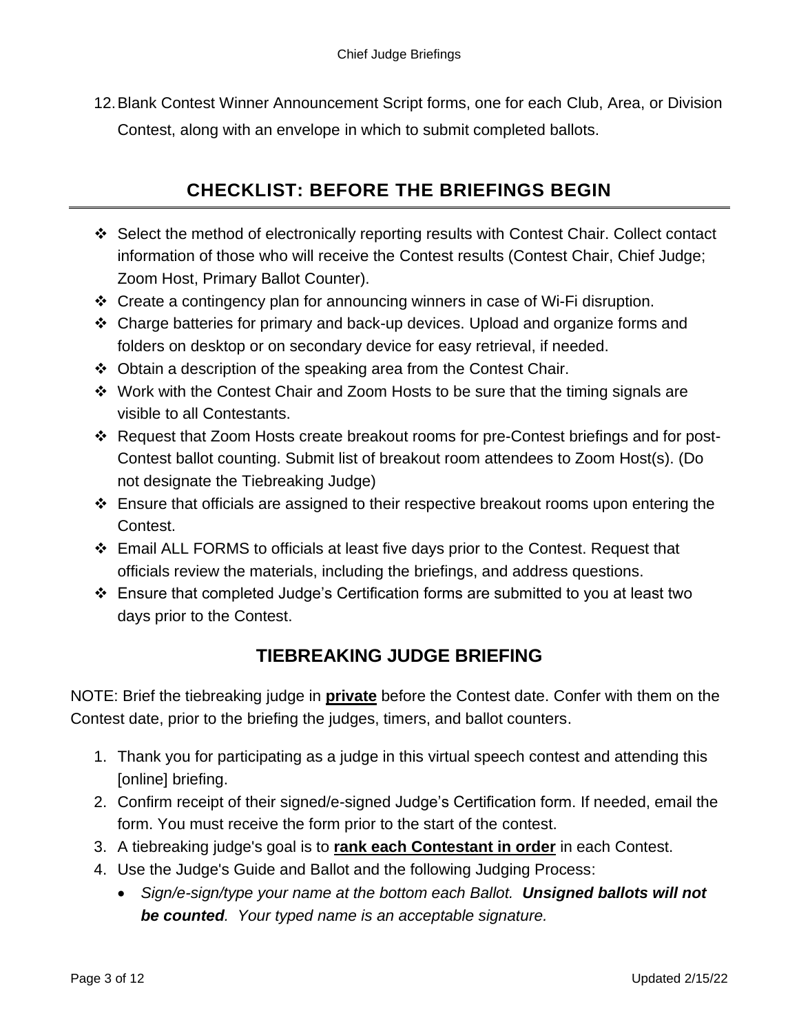12. Blank Contest Winner Announcement Script forms, one for each Club, Area, or Division Contest, along with an envelope in which to submit completed ballots.

## CHECKLIST: BEFORE THE BRIEFINGS BEGIN

- ❖ Select the method of electronically reporting results with Contest Chair. Collect contact information of those who will receive the Contest results (Contest Chair, Chief Judge; Zoom Host, Primary Ballot Counter).
- ❖ Create a contingency plan for announcing winners in case of Wi-Fi disruption.
- ❖ Charge batteries for primary and back-up devices. Upload and organize forms and folders on desktop or on secondary device for easy retrieval, if needed.
- ❖ Obtain a description of the speaking area from the Contest Chair.
- ❖ Work with the Contest Chair and Zoom Hosts to be sure that the timing signals are visible to all Contestants.
- ❖ Request that Zoom Hosts create breakout rooms for pre-Contest briefings and for post-Contest ballot counting. Submit list of breakout room attendees to Zoom Host(s). (Do not designate the Tiebreaking Judge)
- ❖ Ensure that officials are assigned to their respective breakout rooms upon entering the Contest.
- ❖ Email ALL FORMS to officials at least five days prior to the Contest. Request that officials review the materials, including the briefings, and address questions.
- ❖ Ensure that completed Judge's Certification forms are submitted to you at least two days prior to the Contest.

## TIEBREAKING JUDGE BRIEFING

NOTE: Brief the tiebreaking judge in **private** before the Contest date. Confer with them on the Contest date, prior to the briefing the judges, timers, and ballot counters.

1. Thank you for participating as a judge in this virtual speech contest and attending this [online] briefing.
2. Confirm receipt of their signed/e-signed Judge's Certification form. If needed, email the form. You must receive the form prior to the start of the contest.
3. A tiebreaking judge's goal is to **rank each Contestant in order** in each Contest.
4. Use the Judge's Guide and Ballot and the following Judging Process:
   - *Sign/e-sign/type your name at the bottom each Ballot.* ***Unsigned ballots will not be counted****. Your typed name is an acceptable signature.*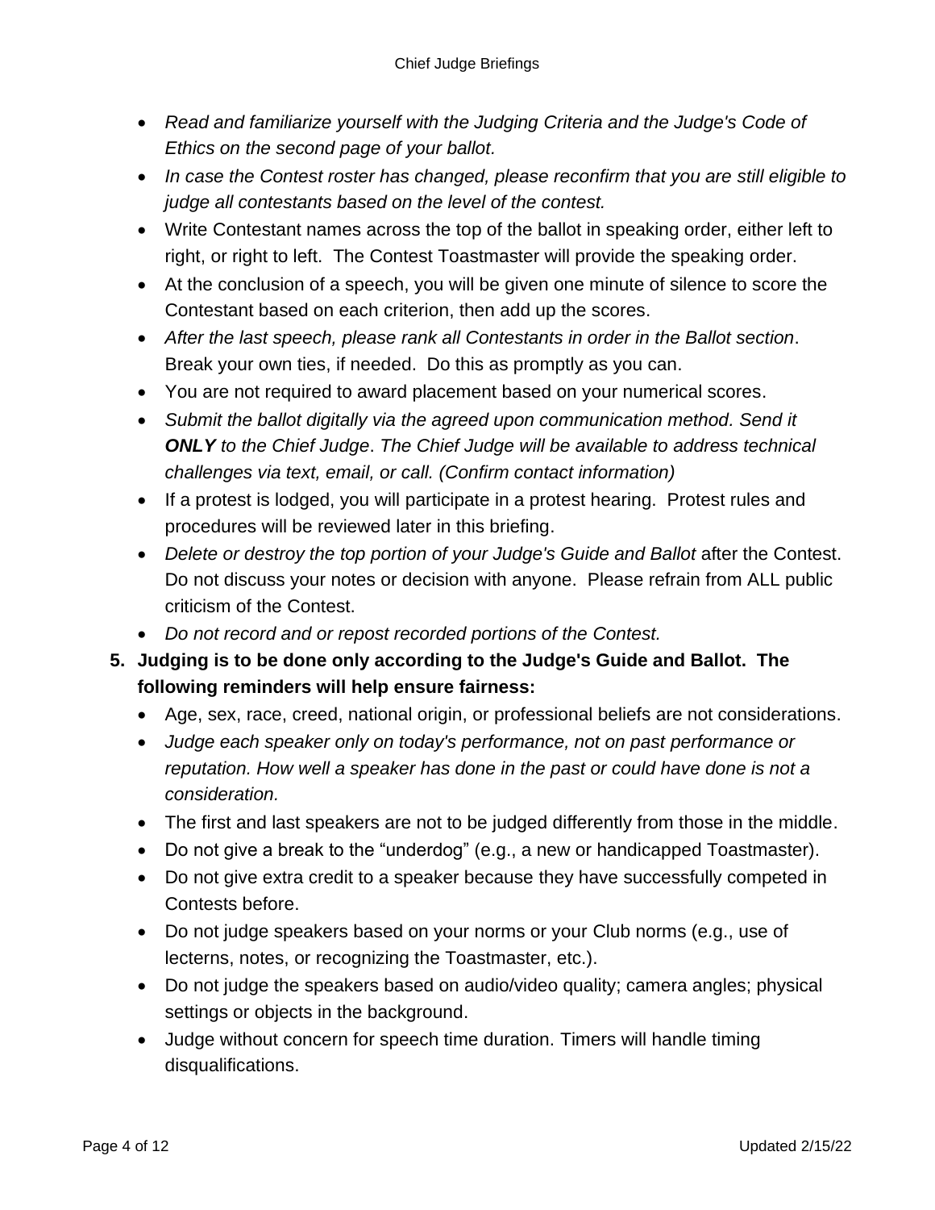- *Read and familiarize yourself with the Judging Criteria and the Judge's Code of Ethics on the second page of your ballot.*
- *In case the Contest roster has changed, please reconfirm that you are still eligible to judge all contestants based on the level of the contest.*
- Write Contestant names across the top of the ballot in speaking order, either left to right, or right to left. The Contest Toastmaster will provide the speaking order.
- At the conclusion of a speech, you will be given one minute of silence to score the Contestant based on each criterion, then add up the scores.
- *After the last speech, please rank all Contestants in order in the Ballot section*. Break your own ties, if needed. Do this as promptly as you can.
- You are not required to award placement based on your numerical scores.
- *Submit the ballot digitally via the agreed upon communication method. Send it **ONLY** to the Chief Judge. The Chief Judge will be available to address technical challenges via text, email, or call. (Confirm contact information)*
- If a protest is lodged, you will participate in a protest hearing. Protest rules and procedures will be reviewed later in this briefing.
- *Delete or destroy the top portion of your Judge's Guide and Ballot* after the Contest. Do not discuss your notes or decision with anyone. Please refrain from ALL public criticism of the Contest.
- *Do not record and or repost recorded portions of the Contest.*

5. **Judging is to be done only according to the Judge's Guide and Ballot. The following reminders will help ensure fairness:**
   - Age, sex, race, creed, national origin, or professional beliefs are not considerations.
   - *Judge each speaker only on today's performance, not on past performance or reputation. How well a speaker has done in the past or could have done is not a consideration.*
   - The first and last speakers are not to be judged differently from those in the middle.
   - Do not give a break to the "underdog" (e.g., a new or handicapped Toastmaster).
   - Do not give extra credit to a speaker because they have successfully competed in Contests before.
   - Do not judge speakers based on your norms or your Club norms (e.g., use of lecterns, notes, or recognizing the Toastmaster, etc.).
   - Do not judge the speakers based on audio/video quality; camera angles; physical settings or objects in the background.
   - Judge without concern for speech time duration. Timers will handle timing disqualifications.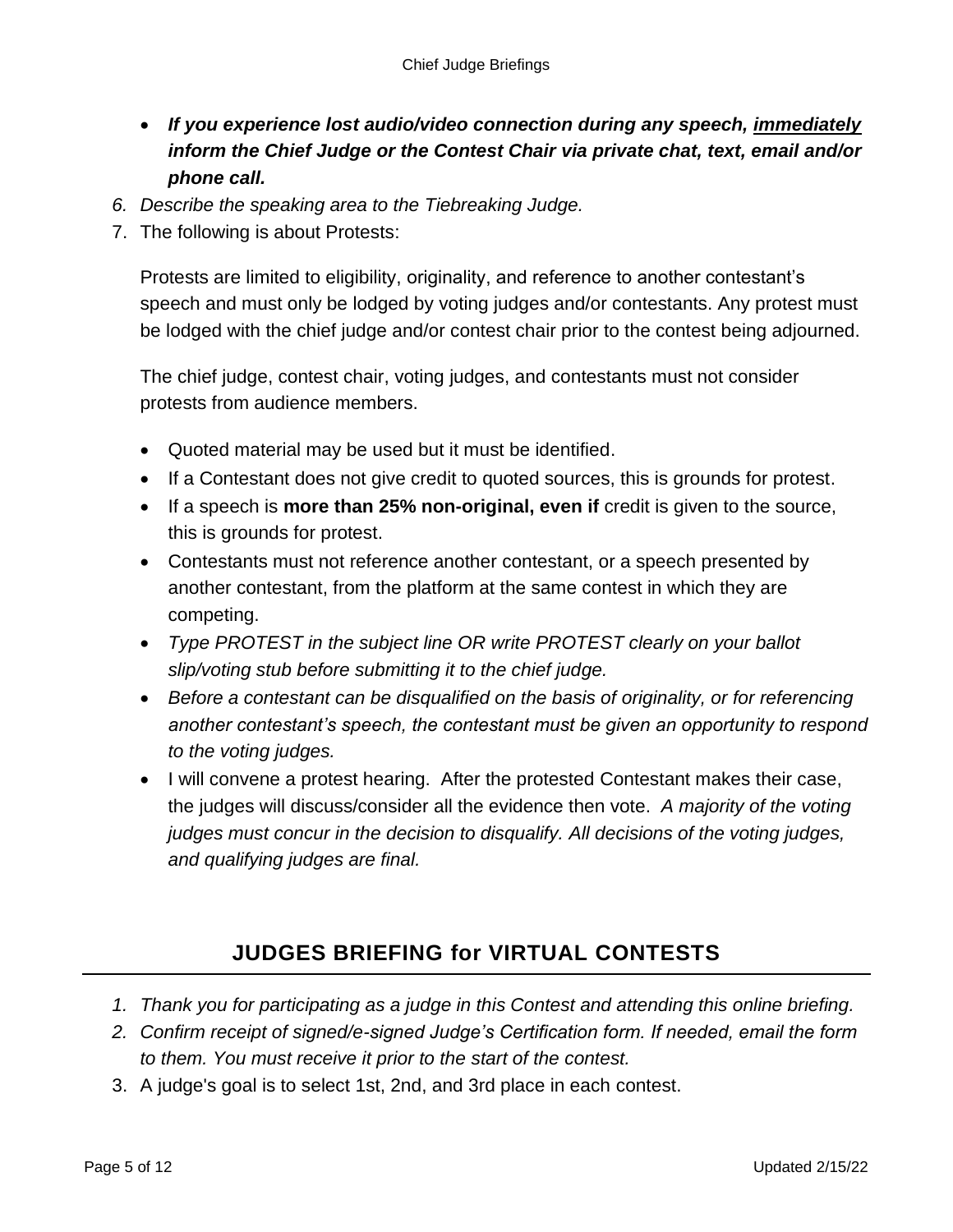- ***If you experience lost audio/video connection during any speech, <u>immediately</u> inform the Chief Judge or the Contest Chair via private chat, text, email and/or phone call.***

6. *Describe the speaking area to the Tiebreaking Judge.*
7. The following is about Protests:

   Protests are limited to eligibility, originality, and reference to another contestant's speech and must only be lodged by voting judges and/or contestants. Any protest must be lodged with the chief judge and/or contest chair prior to the contest being adjourned.

   The chief judge, contest chair, voting judges, and contestants must not consider protests from audience members.

   - Quoted material may be used but it must be identified.
   - If a Contestant does not give credit to quoted sources, this is grounds for protest.
   - If a speech is **more than 25% non-original, even if** credit is given to the source, this is grounds for protest.
   - Contestants must not reference another contestant, or a speech presented by another contestant, from the platform at the same contest in which they are competing.
   - *Type PROTEST in the subject line OR write PROTEST clearly on your ballot slip/voting stub before submitting it to the chief judge.*
   - *Before a contestant can be disqualified on the basis of originality, or for referencing another contestant's speech, the contestant must be given an opportunity to respond to the voting judges.*
   - I will convene a protest hearing. After the protested Contestant makes their case, the judges will discuss/consider all the evidence then vote. *A majority of the voting judges must concur in the decision to disqualify. All decisions of the voting judges, and qualifying judges are final.*

## JUDGES BRIEFING for VIRTUAL CONTESTS

1. *Thank you for participating as a judge in this Contest and attending this online briefing.*
2. *Confirm receipt of signed/e-signed Judge's Certification form. If needed, email the form to them. You must receive it prior to the start of the contest.*
3. A judge's goal is to select 1st, 2nd, and 3rd place in each contest.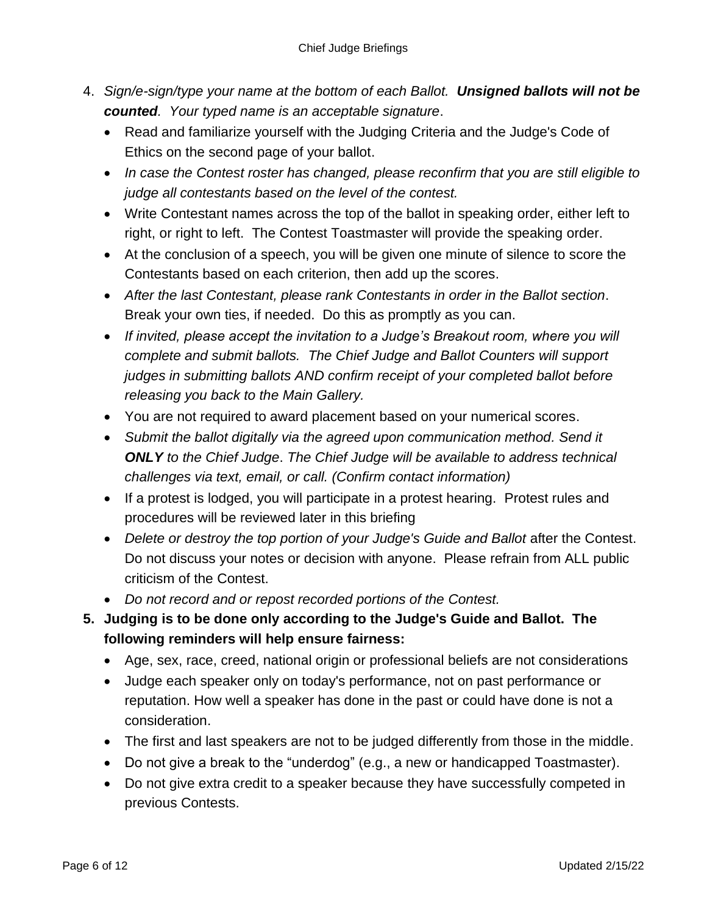4. *Sign/e-sign/type your name at the bottom of each Ballot.* ***Unsigned ballots will not be counted****. Your typed name is an acceptable signature*.
   - Read and familiarize yourself with the Judging Criteria and the Judge's Code of Ethics on the second page of your ballot.
   - *In case the Contest roster has changed, please reconfirm that you are still eligible to judge all contestants based on the level of the contest.*
   - Write Contestant names across the top of the ballot in speaking order, either left to right, or right to left. The Contest Toastmaster will provide the speaking order.
   - At the conclusion of a speech, you will be given one minute of silence to score the Contestants based on each criterion, then add up the scores.
   - *After the last Contestant, please rank Contestants in order in the Ballot section*. Break your own ties, if needed. Do this as promptly as you can.
   - *If invited, please accept the invitation to a Judge's Breakout room, where you will complete and submit ballots. The Chief Judge and Ballot Counters will support judges in submitting ballots AND confirm receipt of your completed ballot before releasing you back to the Main Gallery.*
   - You are not required to award placement based on your numerical scores.
   - *Submit the ballot digitally via the agreed upon communication method. Send it* ***ONLY*** *to the Chief Judge. The Chief Judge will be available to address technical challenges via text, email, or call. (Confirm contact information)*
   - If a protest is lodged, you will participate in a protest hearing. Protest rules and procedures will be reviewed later in this briefing
   - *Delete or destroy the top portion of your Judge's Guide and Ballot* after the Contest. Do not discuss your notes or decision with anyone. Please refrain from ALL public criticism of the Contest.
   - *Do not record and or repost recorded portions of the Contest.*
5. **Judging is to be done only according to the Judge's Guide and Ballot. The following reminders will help ensure fairness:**
   - Age, sex, race, creed, national origin or professional beliefs are not considerations
   - Judge each speaker only on today's performance, not on past performance or reputation. How well a speaker has done in the past or could have done is not a consideration.
   - The first and last speakers are not to be judged differently from those in the middle.
   - Do not give a break to the "underdog" (e.g., a new or handicapped Toastmaster).
   - Do not give extra credit to a speaker because they have successfully competed in previous Contests.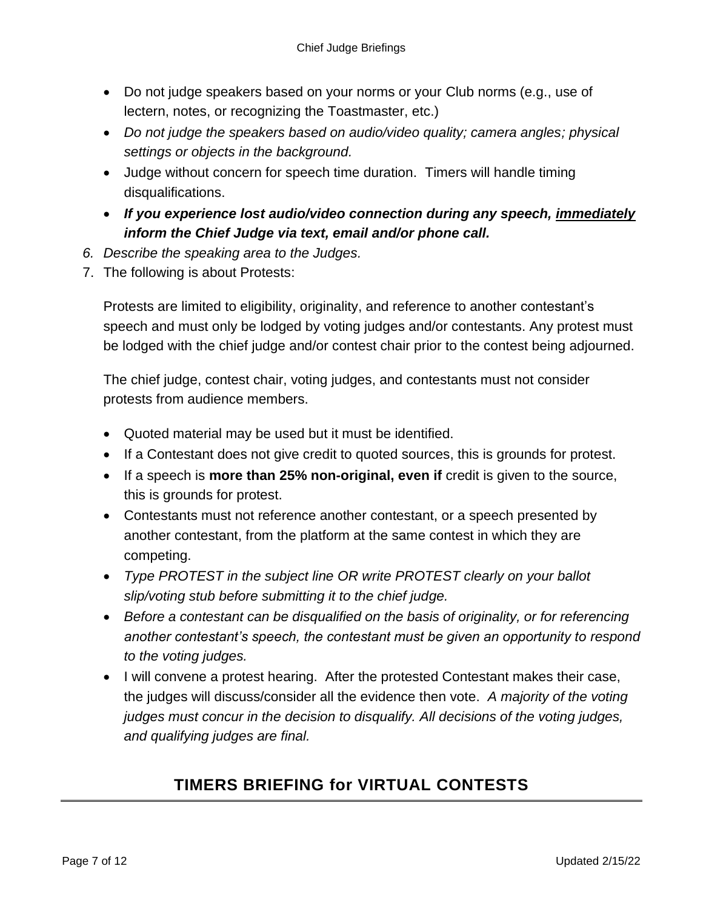- Do not judge speakers based on your norms or your Club norms (e.g., use of lectern, notes, or recognizing the Toastmaster, etc.)
- *Do not judge the speakers based on audio/video quality; camera angles; physical settings or objects in the background.*
- Judge without concern for speech time duration. Timers will handle timing disqualifications.
- ***If you experience lost audio/video connection during any speech, <u>immediately</u> inform the Chief Judge via text, email and/or phone call.***

6. *Describe the speaking area to the Judges.*
7. The following is about Protests:

   Protests are limited to eligibility, originality, and reference to another contestant's speech and must only be lodged by voting judges and/or contestants. Any protest must be lodged with the chief judge and/or contest chair prior to the contest being adjourned.

   The chief judge, contest chair, voting judges, and contestants must not consider protests from audience members.

   - Quoted material may be used but it must be identified.
   - If a Contestant does not give credit to quoted sources, this is grounds for protest.
   - If a speech is **more than 25% non-original, even if** credit is given to the source, this is grounds for protest.
   - Contestants must not reference another contestant, or a speech presented by another contestant, from the platform at the same contest in which they are competing.
   - *Type PROTEST in the subject line OR write PROTEST clearly on your ballot slip/voting stub before submitting it to the chief judge.*
   - *Before a contestant can be disqualified on the basis of originality, or for referencing another contestant's speech, the contestant must be given an opportunity to respond to the voting judges.*
   - I will convene a protest hearing. After the protested Contestant makes their case, the judges will discuss/consider all the evidence then vote. *A majority of the voting judges must concur in the decision to disqualify. All decisions of the voting judges, and qualifying judges are final.*

## TIMERS BRIEFING for VIRTUAL CONTESTS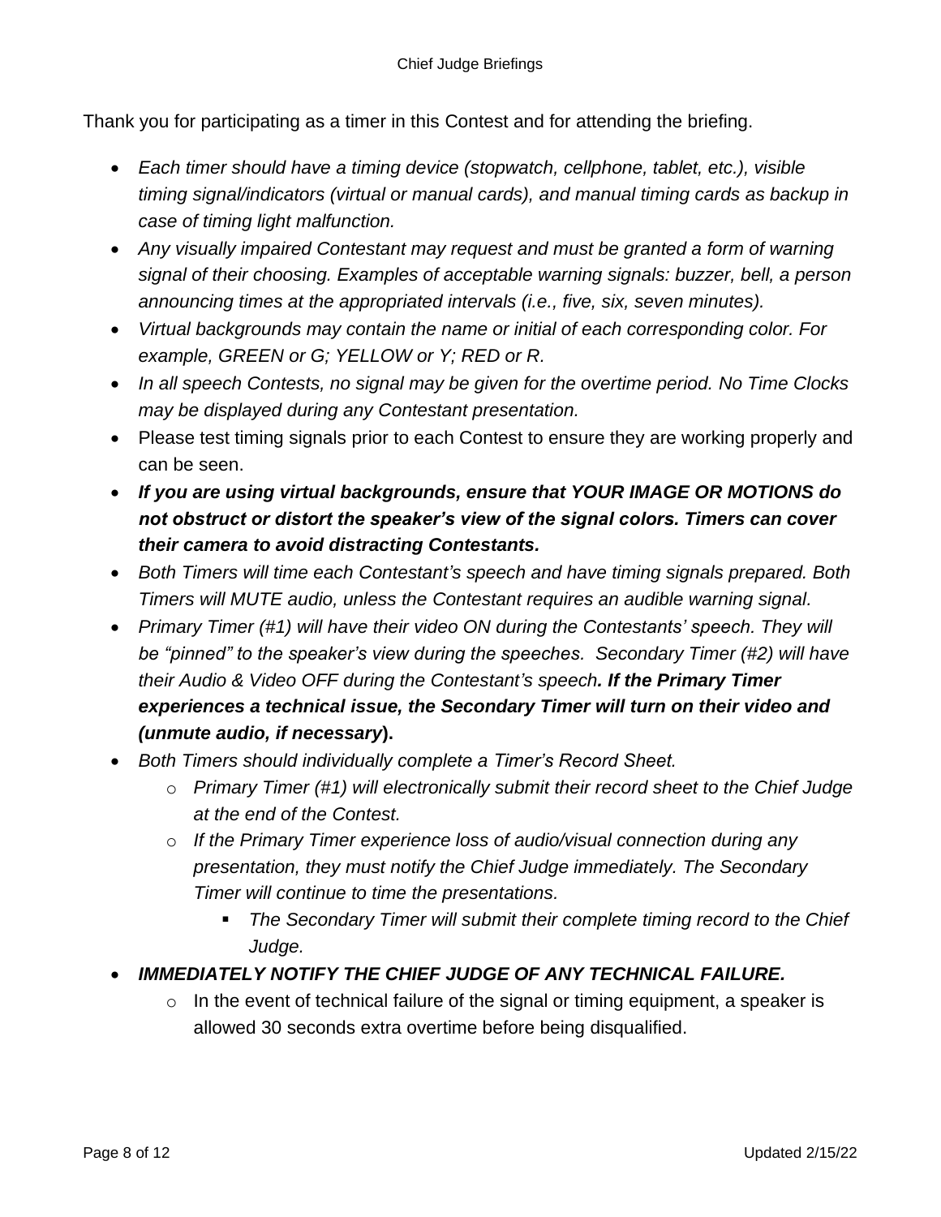Thank you for participating as a timer in this Contest and for attending the briefing.

- *Each timer should have a timing device (stopwatch, cellphone, tablet, etc.), visible timing signal/indicators (virtual or manual cards), and manual timing cards as backup in case of timing light malfunction.*
- *Any visually impaired Contestant may request and must be granted a form of warning signal of their choosing. Examples of acceptable warning signals: buzzer, bell, a person announcing times at the appropriated intervals (i.e., five, six, seven minutes).*
- *Virtual backgrounds may contain the name or initial of each corresponding color. For example, GREEN or G; YELLOW or Y; RED or R.*
- *In all speech Contests, no signal may be given for the overtime period. No Time Clocks may be displayed during any Contestant presentation.*
- Please test timing signals prior to each Contest to ensure they are working properly and can be seen.
- ***If you are using virtual backgrounds, ensure that YOUR IMAGE OR MOTIONS do not obstruct or distort the speaker's view of the signal colors. Timers can cover their camera to avoid distracting Contestants.***
- *Both Timers will time each Contestant's speech and have timing signals prepared. Both Timers will MUTE audio, unless the Contestant requires an audible warning signal.*
- *Primary Timer (#1) will have their video ON during the Contestants' speech. They will be "pinned" to the speaker's view during the speeches. Secondary Timer (#2) will have their Audio & Video OFF during the Contestant's speech**. If the Primary Timer experiences a technical issue, the Secondary Timer will turn on their video and (unmute audio, if necessary***).
- *Both Timers should individually complete a Timer's Record Sheet.*
    - *Primary Timer (#1) will electronically submit their record sheet to the Chief Judge at the end of the Contest.*
    - *If the Primary Timer experience loss of audio/visual connection during any presentation, they must notify the Chief Judge immediately. The Secondary Timer will continue to time the presentations.*
        - *The Secondary Timer will submit their complete timing record to the Chief Judge.*
- ***IMMEDIATELY NOTIFY THE CHIEF JUDGE OF ANY TECHNICAL FAILURE.***
    - In the event of technical failure of the signal or timing equipment, a speaker is allowed 30 seconds extra overtime before being disqualified.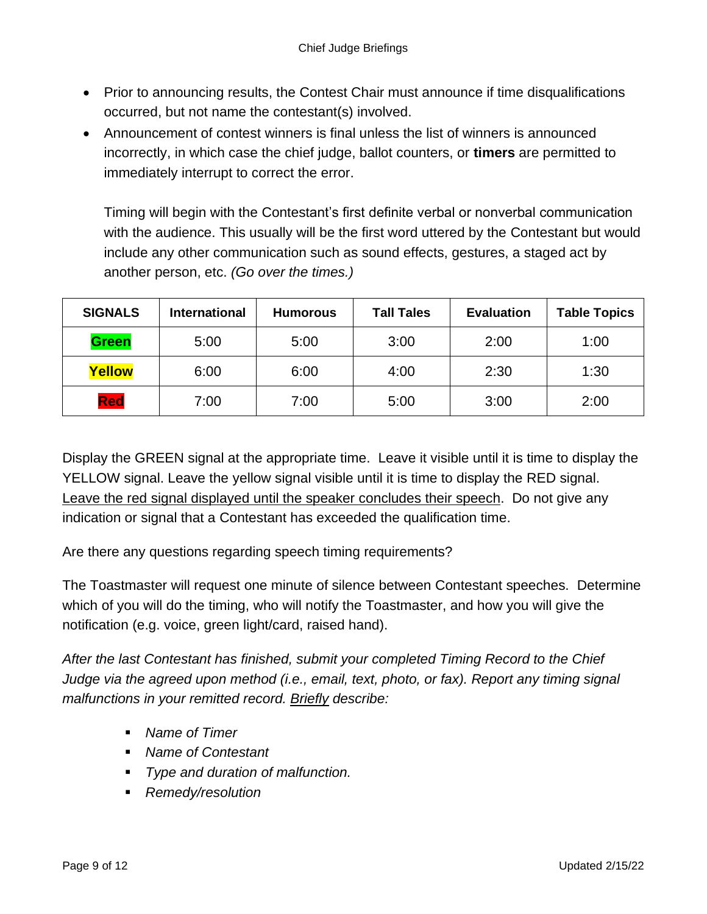- Prior to announcing results, the Contest Chair must announce if time disqualifications occurred, but not name the contestant(s) involved.
- Announcement of contest winners is final unless the list of winners is announced incorrectly, in which case the chief judge, ballot counters, or **timers** are permitted to immediately interrupt to correct the error.

  Timing will begin with the Contestant's first definite verbal or nonverbal communication with the audience. This usually will be the first word uttered by the Contestant but would include any other communication such as sound effects, gestures, a staged act by another person, etc. *(Go over the times.)*

| SIGNALS | International | Humorous | Tall Tales | Evaluation | Table Topics |
| --- | --- | --- | --- | --- | --- |
| **Green** | 5:00 | 5:00 | 3:00 | 2:00 | 1:00 |
| **Yellow** | 6:00 | 6:00 | 4:00 | 2:30 | 1:30 |
| **Red** | 7:00 | 7:00 | 5:00 | 3:00 | 2:00 |

Display the GREEN signal at the appropriate time. Leave it visible until it is time to display the YELLOW signal. Leave the yellow signal visible until it is time to display the RED signal. <u>Leave the red signal displayed until the speaker concludes their speech</u>. Do not give any indication or signal that a Contestant has exceeded the qualification time.

Are there any questions regarding speech timing requirements?

The Toastmaster will request one minute of silence between Contestant speeches. Determine which of you will do the timing, who will notify the Toastmaster, and how you will give the notification (e.g. voice, green light/card, raised hand).

*After the last Contestant has finished, submit your completed Timing Record to the Chief Judge via the agreed upon method (i.e., email, text, photo, or fax). Report any timing signal malfunctions in your remitted record. <u>Briefly</u> describe:*

- *Name of Timer*
- *Name of Contestant*
- *Type and duration of malfunction.*
- *Remedy/resolution*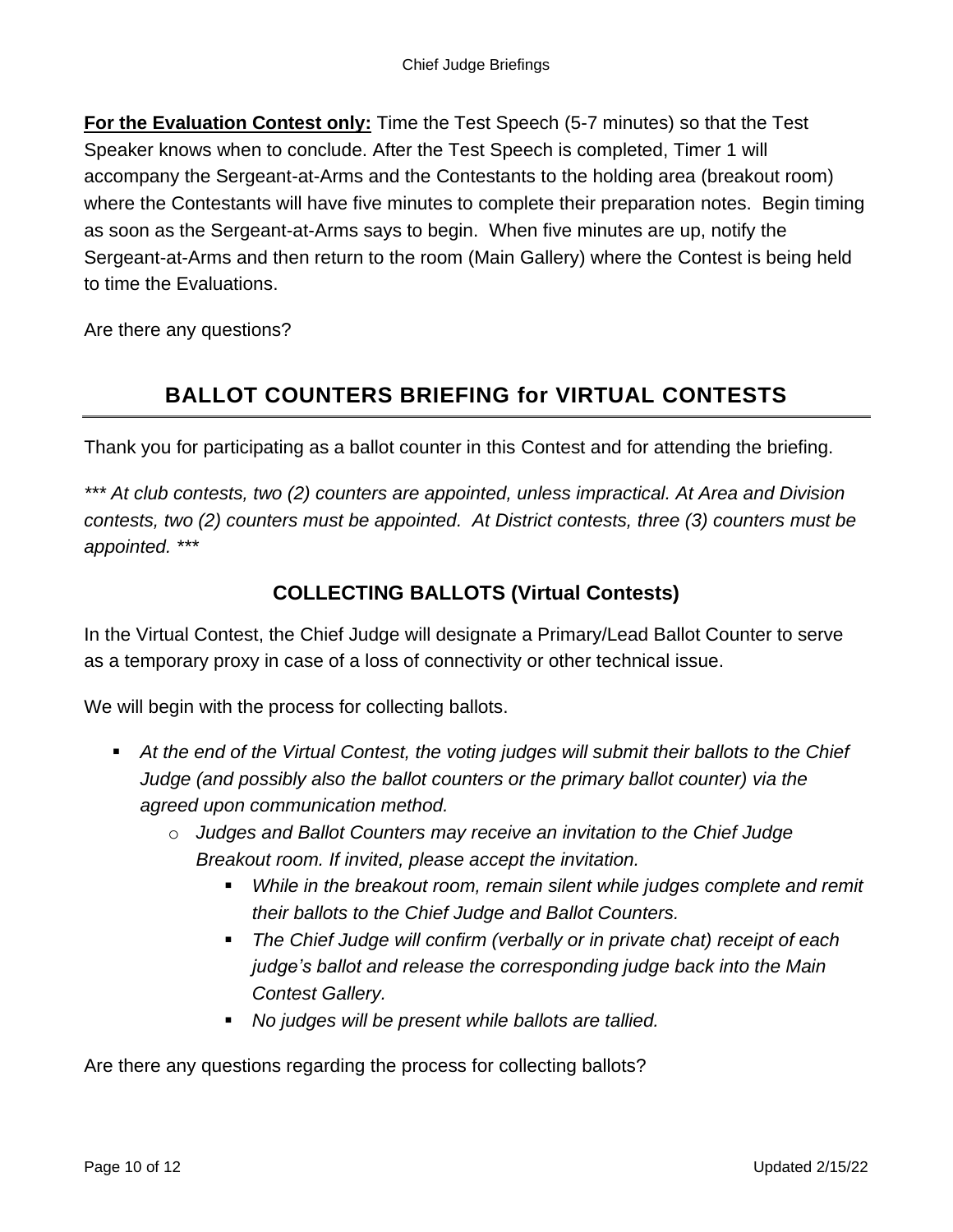**For the Evaluation Contest only:** Time the Test Speech (5-7 minutes) so that the Test Speaker knows when to conclude. After the Test Speech is completed, Timer 1 will accompany the Sergeant-at-Arms and the Contestants to the holding area (breakout room) where the Contestants will have five minutes to complete their preparation notes. Begin timing as soon as the Sergeant-at-Arms says to begin. When five minutes are up, notify the Sergeant-at-Arms and then return to the room (Main Gallery) where the Contest is being held to time the Evaluations.

Are there any questions?

## BALLOT COUNTERS BRIEFING for VIRTUAL CONTESTS

Thank you for participating as a ballot counter in this Contest and for attending the briefing.

*\*\*\* At club contests, two (2) counters are appointed, unless impractical. At Area and Division contests, two (2) counters must be appointed. At District contests, three (3) counters must be appointed. \*\*\**

### COLLECTING BALLOTS (Virtual Contests)

In the Virtual Contest, the Chief Judge will designate a Primary/Lead Ballot Counter to serve as a temporary proxy in case of a loss of connectivity or other technical issue.

We will begin with the process for collecting ballots.

- *At the end of the Virtual Contest, the voting judges will submit their ballots to the Chief Judge (and possibly also the ballot counters or the primary ballot counter) via the agreed upon communication method.*
  - *Judges and Ballot Counters may receive an invitation to the Chief Judge Breakout room. If invited, please accept the invitation.*
    - *While in the breakout room, remain silent while judges complete and remit their ballots to the Chief Judge and Ballot Counters.*
    - *The Chief Judge will confirm (verbally or in private chat) receipt of each judge's ballot and release the corresponding judge back into the Main Contest Gallery.*
    - *No judges will be present while ballots are tallied.*

Are there any questions regarding the process for collecting ballots?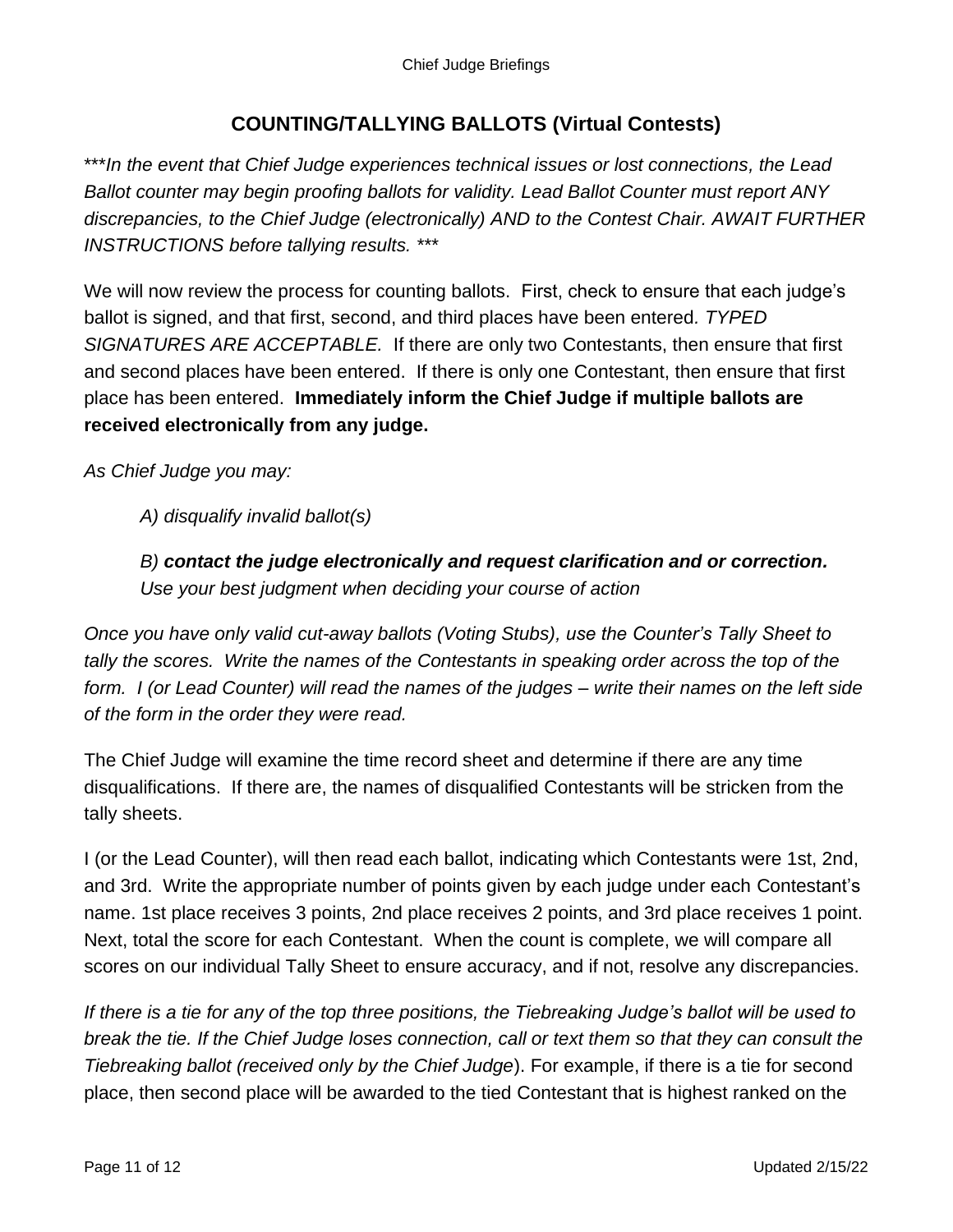## COUNTING/TALLYING BALLOTS (Virtual Contests)

****In the event that Chief Judge experiences technical issues or lost connections, the Lead Ballot counter may begin proofing ballots for validity. Lead Ballot Counter must report ANY discrepancies, to the Chief Judge (electronically) AND to the Contest Chair. AWAIT FURTHER INSTRUCTIONS before tallying results. ****

We will now review the process for counting ballots. First, check to ensure that each judge's ballot is signed, and that first, second, and third places have been entered. *TYPED SIGNATURES ARE ACCEPTABLE.* If there are only two Contestants, then ensure that first and second places have been entered. If there is only one Contestant, then ensure that first place has been entered. **Immediately inform the Chief Judge if multiple ballots are received electronically from any judge.**

*As Chief Judge you may:*

> *A) disqualify invalid ballot(s)*
>
> *B)* ***contact the judge electronically and request clarification and or correction.*** *Use your best judgment when deciding your course of action*

*Once you have only valid cut-away ballots (Voting Stubs), use the Counter's Tally Sheet to tally the scores. Write the names of the Contestants in speaking order across the top of the form. I (or Lead Counter) will read the names of the judges – write their names on the left side of the form in the order they were read.*

The Chief Judge will examine the time record sheet and determine if there are any time disqualifications. If there are, the names of disqualified Contestants will be stricken from the tally sheets.

I (or the Lead Counter), will then read each ballot, indicating which Contestants were 1st, 2nd, and 3rd. Write the appropriate number of points given by each judge under each Contestant's name. 1st place receives 3 points, 2nd place receives 2 points, and 3rd place receives 1 point. Next, total the score for each Contestant. When the count is complete, we will compare all scores on our individual Tally Sheet to ensure accuracy, and if not, resolve any discrepancies.

*If there is a tie for any of the top three positions, the Tiebreaking Judge's ballot will be used to break the tie. If the Chief Judge loses connection, call or text them so that they can consult the Tiebreaking ballot (received only by the Chief Judge*). For example, if there is a tie for second place, then second place will be awarded to the tied Contestant that is highest ranked on the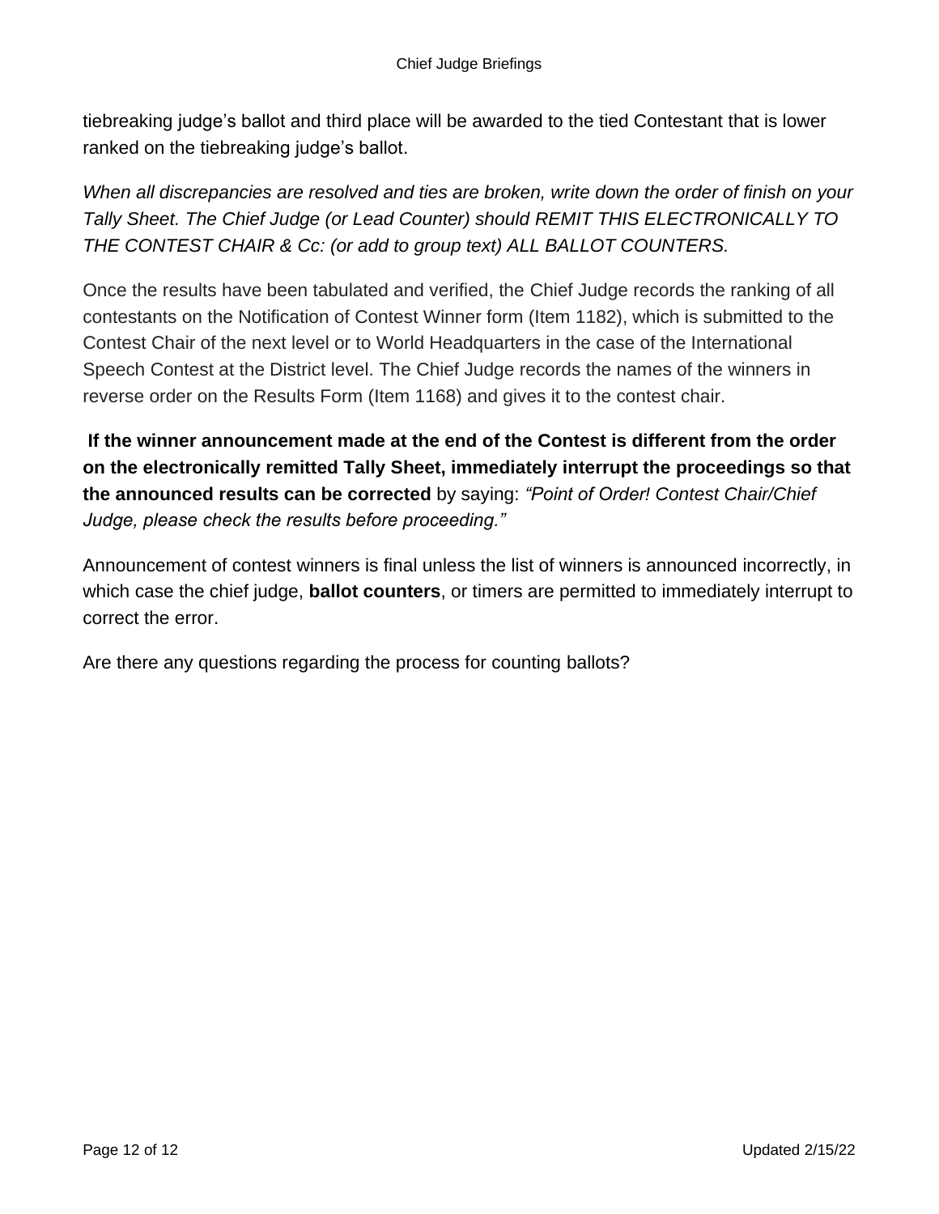tiebreaking judge's ballot and third place will be awarded to the tied Contestant that is lower ranked on the tiebreaking judge's ballot.

*When all discrepancies are resolved and ties are broken, write down the order of finish on your Tally Sheet. The Chief Judge (or Lead Counter) should REMIT THIS ELECTRONICALLY TO THE CONTEST CHAIR & Cc: (or add to group text) ALL BALLOT COUNTERS.*

Once the results have been tabulated and verified, the Chief Judge records the ranking of all contestants on the Notification of Contest Winner form (Item 1182), which is submitted to the Contest Chair of the next level or to World Headquarters in the case of the International Speech Contest at the District level. The Chief Judge records the names of the winners in reverse order on the Results Form (Item 1168) and gives it to the contest chair.

**If the winner announcement made at the end of the Contest is different from the order on the electronically remitted Tally Sheet, immediately interrupt the proceedings so that the announced results can be corrected** by saying: *"Point of Order! Contest Chair/Chief Judge, please check the results before proceeding."*

Announcement of contest winners is final unless the list of winners is announced incorrectly, in which case the chief judge, **ballot counters**, or timers are permitted to immediately interrupt to correct the error.

Are there any questions regarding the process for counting ballots?